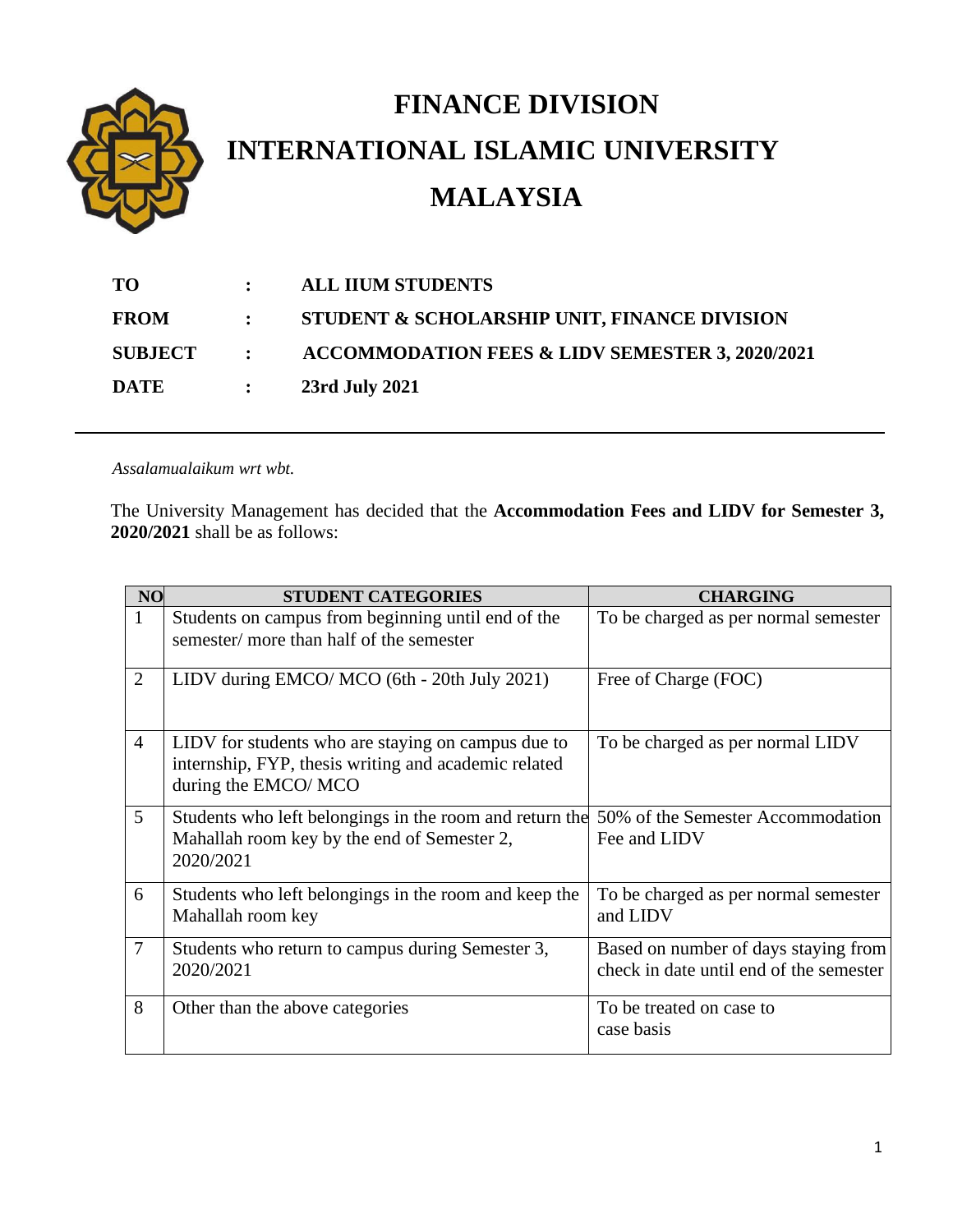# FINANCE DIVISION

# INTERNATIONAL ISLAMIC UNIVERSITY MALAYSIA

| | | |
|---|---|---|
| **TO** | **:** | **ALL IIUM STUDENTS** |
| **FROM** | **:** | **STUDENT & SCHOLARSHIP UNIT, FINANCE DIVISION** |
| **SUBJECT** | **:** | **ACCOMMODATION FEES & LIDV SEMESTER 3, 2020/2021** |
| **DATE** | **:** | **23rd July 2021** |

---

*Assalamualaikum wrt wbt.*

The University Management has decided that the **Accommodation Fees and LIDV for Semester 3, 2020/2021** shall be as follows:

| NO | STUDENT CATEGORIES | CHARGING |
|---|---|---|
| 1 | Students on campus from beginning until end of the semester/ more than half of the semester | To be charged as per normal semester |
| 2 | LIDV during EMCO/ MCO (6th - 20th July 2021) | Free of Charge (FOC) |
| 4 | LIDV for students who are staying on campus due to internship, FYP, thesis writing and academic related during the EMCO/ MCO | To be charged as per normal LIDV |
| 5 | Students who left belongings in the room and return the Mahallah room key by the end of Semester 2, 2020/2021 | 50% of the Semester Accommodation Fee and LIDV |
| 6 | Students who left belongings in the room and keep the Mahallah room key | To be charged as per normal semester and LIDV |
| 7 | Students who return to campus during Semester 3, 2020/2021 | Based on number of days staying from check in date until end of the semester |
| 8 | Other than the above categories | To be treated on case to case basis |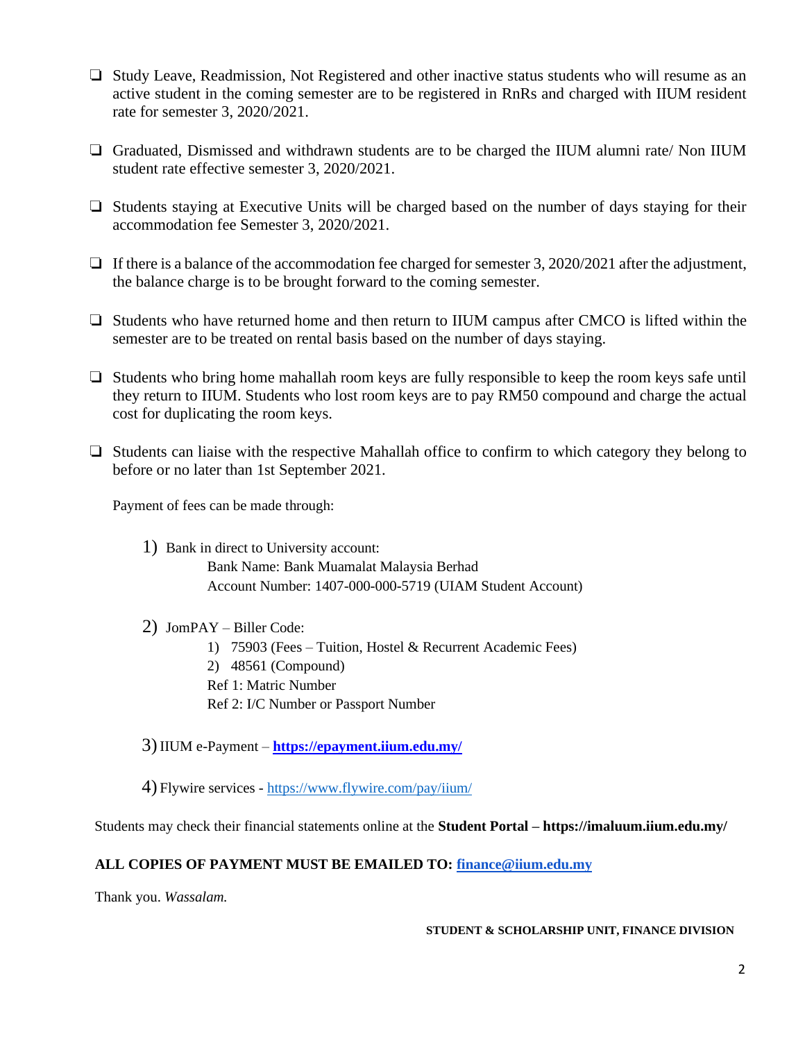- Study Leave, Readmission, Not Registered and other inactive status students who will resume as an active student in the coming semester are to be registered in RnRs and charged with IIUM resident rate for semester 3, 2020/2021.

- Graduated, Dismissed and withdrawn students are to be charged the IIUM alumni rate/ Non IIUM student rate effective semester 3, 2020/2021.

- Students staying at Executive Units will be charged based on the number of days staying for their accommodation fee Semester 3, 2020/2021.

- If there is a balance of the accommodation fee charged for semester 3, 2020/2021 after the adjustment, the balance charge is to be brought forward to the coming semester.

- Students who have returned home and then return to IIUM campus after CMCO is lifted within the semester are to be treated on rental basis based on the number of days staying.

- Students who bring home mahallah room keys are fully responsible to keep the room keys safe until they return to IIUM. Students who lost room keys are to pay RM50 compound and charge the actual cost for duplicating the room keys.

- Students can liaise with the respective Mahallah office to confirm to which category they belong to before or no later than 1st September 2021.

Payment of fees can be made through:

1) Bank in direct to University account:
   Bank Name: Bank Muamalat Malaysia Berhad
   Account Number: 1407-000-000-5719 (UIAM Student Account)

2) JomPAY – Biller Code:
   1) 75903 (Fees – Tuition, Hostel & Recurrent Academic Fees)
   2) 48561 (Compound)
   Ref 1: Matric Number
   Ref 2: I/C Number or Passport Number

3) IIUM e-Payment – **https://epayment.iium.edu.my/**

4) Flywire services - https://www.flywire.com/pay/iium/

Students may check their financial statements online at the **Student Portal – https://imaluum.iium.edu.my/**

**ALL COPIES OF PAYMENT MUST BE EMAILED TO: finance@iium.edu.my**

Thank you. *Wassalam.*

**STUDENT & SCHOLARSHIP UNIT, FINANCE DIVISION**